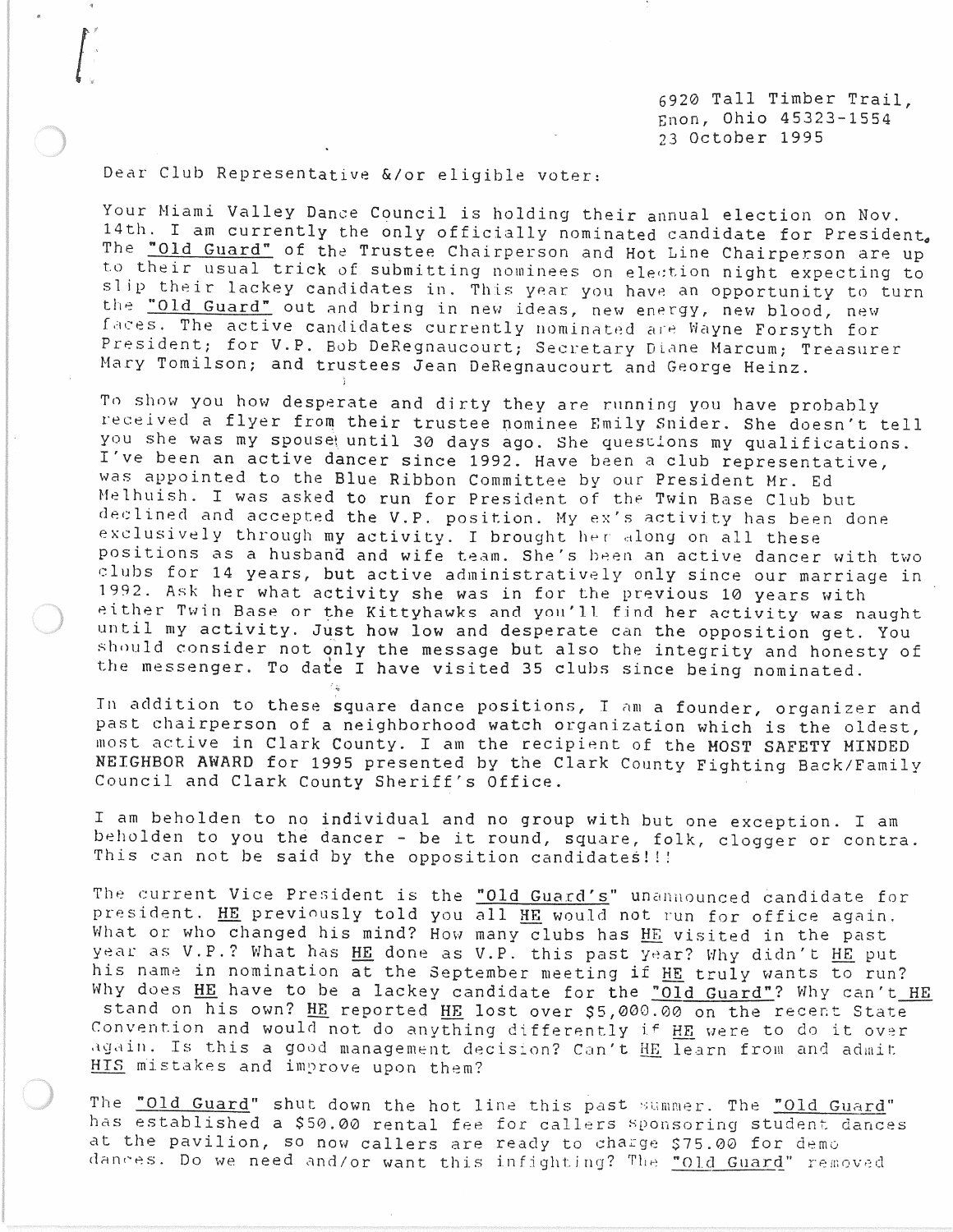6920 Tall Timber Trail,
Enon, Ohio 45323-1554
23 October 1995

Dear Club Representative &/or eligible voter:

Your Miami Valley Dance Council is holding their annual election on Nov. 14th. I am currently the only officially nominated candidate for President. The "Old Guard" of the Trustee Chairperson and Hot Line Chairperson are up to their usual trick of submitting nominees on election night expecting to slip their lackey candidates in. This year you have an opportunity to turn the "Old Guard" out and bring in new ideas, new energy, new blood, new faces. The active candidates currently nominated are Wayne Forsyth for President; for V.P. Bob DeRegnaucourt; Secretary Diane Marcum; Treasurer Mary Tomilson; and trustees Jean DeRegnaucourt and George Heinz.

To show you how desperate and dirty they are running you have probably received a flyer from their trustee nominee Emily Snider. She doesn't tell you she was my spouse until 30 days ago. She questions my qualifications. I've been an active dancer since 1992. Have been a club representative, was appointed to the Blue Ribbon Committee by our President Mr. Ed Melhuish. I was asked to run for President of the Twin Base Club but declined and accepted the V.P. position. My ex's activity has been done exclusively through my activity. I brought her along on all these positions as a husband and wife team. She's been an active dancer with two clubs for 14 years, but active administratively only since our marriage in 1992. Ask her what activity she was in for the previous 10 years with either Twin Base or the Kittyhawks and you'll find her activity was naught until my activity. Just how low and desperate can the opposition get. You should consider not only the message but also the integrity and honesty of the messenger. To date I have visited 35 clubs since being nominated.

In addition to these square dance positions, I am a founder, organizer and past chairperson of a neighborhood watch organization which is the oldest, most active in Clark County. I am the recipient of the **MOST SAFETY MINDED NEIGHBOR AWARD** for 1995 presented by the Clark County Fighting Back/Family Council and Clark County Sheriff's Office.

I am beholden to no individual and no group with but one exception. I am beholden to you the dancer - be it round, square, folk, clogger or contra. This can not be said by the opposition candidates!!!

The current Vice President is the "Old Guard's" unannounced candidate for president. HE previously told you all HE would not run for office again. What or who changed his mind? How many clubs has HE visited in the past year as V.P.? What has HE done as V.P. this past year? Why didn't HE put his name in nomination at the September meeting if HE truly wants to run? Why does HE have to be a lackey candidate for the "Old Guard"? Why can't HE stand on his own? HE reported HE lost over $5,000.00 on the recent State Convention and would not do anything differently if HE were to do it over again. Is this a good management decision? Can't HE learn from and admit HIS mistakes and improve upon them?

The "Old Guard" shut down the hot line this past summer. The "Old Guard" has established a $50.00 rental fee for callers sponsoring student dances at the pavilion, so now callers are ready to charge $75.00 for demo dances. Do we need and/or want this infighting? The "Old Guard" removed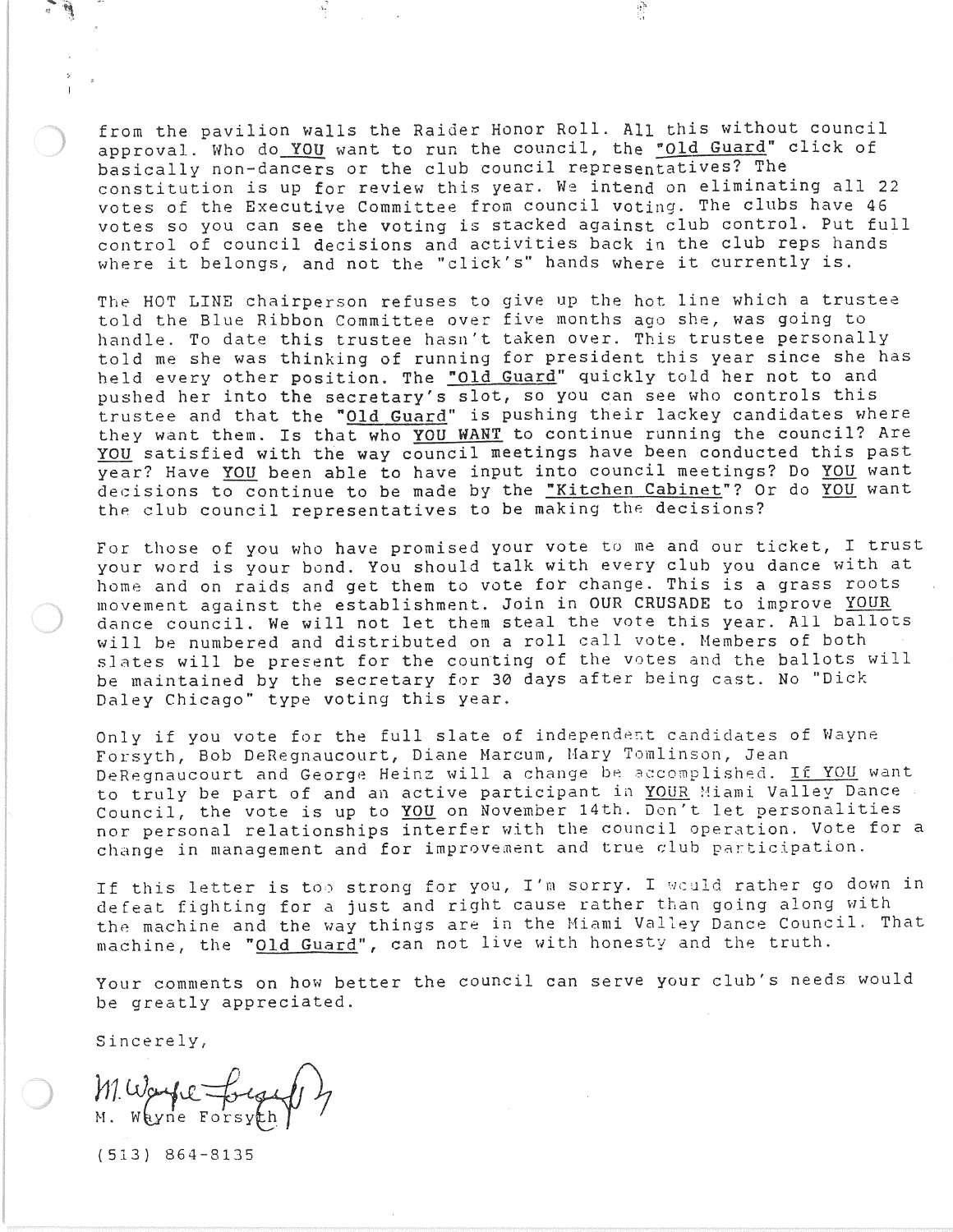from the pavilion walls the Raider Honor Roll. All this without council approval. Who do YOU want to run the council, the "Old Guard" click of basically non-dancers or the club council representatives? The constitution is up for review this year. We intend on eliminating all 22 votes of the Executive Committee from council voting. The clubs have 46 votes so you can see the voting is stacked against club control. Put full control of council decisions and activities back in the club reps hands where it belongs, and not the "click's" hands where it currently is.

The HOT LINE chairperson refuses to give up the hot line which a trustee told the Blue Ribbon Committee over five months ago she, was going to handle. To date this trustee hasn't taken over. This trustee personally told me she was thinking of running for president this year since she has held every other position. The "Old Guard" quickly told her not to and pushed her into the secretary's slot, so you can see who controls this trustee and that the "Old Guard" is pushing their lackey candidates where they want them. Is that who YOU WANT to continue running the council? Are YOU satisfied with the way council meetings have been conducted this past year? Have YOU been able to have input into council meetings? Do YOU want decisions to continue to be made by the "Kitchen Cabinet"? Or do YOU want the club council representatives to be making the decisions?

For those of you who have promised your vote to me and our ticket, I trust your word is your bond. You should talk with every club you dance with at home and on raids and get them to vote for change. This is a grass roots movement against the establishment. Join in OUR CRUSADE to improve YOUR dance council. We will not let them steal the vote this year. All ballots will be numbered and distributed on a roll call vote. Members of both slates will be present for the counting of the votes and the ballots will be maintained by the secretary for 30 days after being cast. No "Dick Daley Chicago" type voting this year.

Only if you vote for the full slate of independent candidates of Wayne Forsyth, Bob DeRegnaucourt, Diane Marcum, Mary Tomlinson, Jean DeRegnaucourt and George Heinz will a change be accomplished. If YOU want to truly be part of and an active participant in YOUR Miami Valley Dance Council, the vote is up to YOU on November 14th. Don't let personalities nor personal relationships interfer with the council operation. Vote for a change in management and for improvement and true club participation.

If this letter is too strong for you, I'm sorry. I would rather go down in defeat fighting for a just and right cause rather than going along with the machine and the way things are in the Miami Valley Dance Council. That machine, the "Old Guard", can not live with honesty and the truth.

Your comments on how better the council can serve your club's needs would be greatly appreciated.

Sincerely,

M. Wayne Forsyth

M. Wayne Forsyth

(513) 864-8135